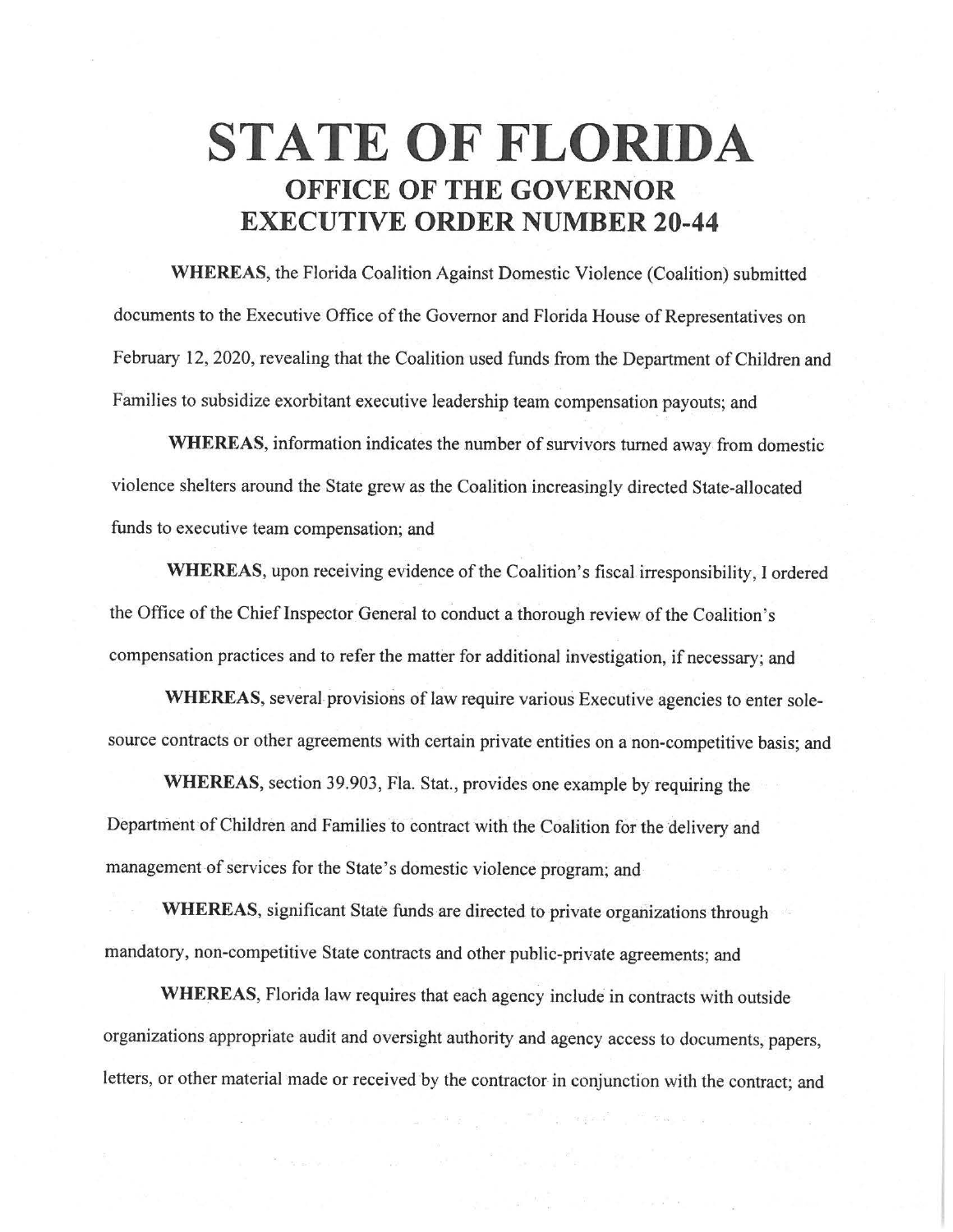# STATE OF FLORIDA

## OFFICE OF THE GOVERNOR
## EXECUTIVE ORDER NUMBER 20-44

**WHEREAS**, the Florida Coalition Against Domestic Violence (Coalition) submitted documents to the Executive Office of the Governor and Florida House of Representatives on February 12, 2020, revealing that the Coalition used funds from the Department of Children and Families to subsidize exorbitant executive leadership team compensation payouts; and

**WHEREAS**, information indicates the number of survivors turned away from domestic violence shelters around the State grew as the Coalition increasingly directed State-allocated funds to executive team compensation; and

**WHEREAS**, upon receiving evidence of the Coalition's fiscal irresponsibility, I ordered the Office of the Chief Inspector General to conduct a thorough review of the Coalition's compensation practices and to refer the matter for additional investigation, if necessary; and

**WHEREAS**, several provisions of law require various Executive agencies to enter sole-source contracts or other agreements with certain private entities on a non-competitive basis; and

**WHEREAS**, section 39.903, Fla. Stat., provides one example by requiring the Department of Children and Families to contract with the Coalition for the delivery and management of services for the State's domestic violence program; and

**WHEREAS**, significant State funds are directed to private organizations through mandatory, non-competitive State contracts and other public-private agreements; and

**WHEREAS**, Florida law requires that each agency include in contracts with outside organizations appropriate audit and oversight authority and agency access to documents, papers, letters, or other material made or received by the contractor in conjunction with the contract; and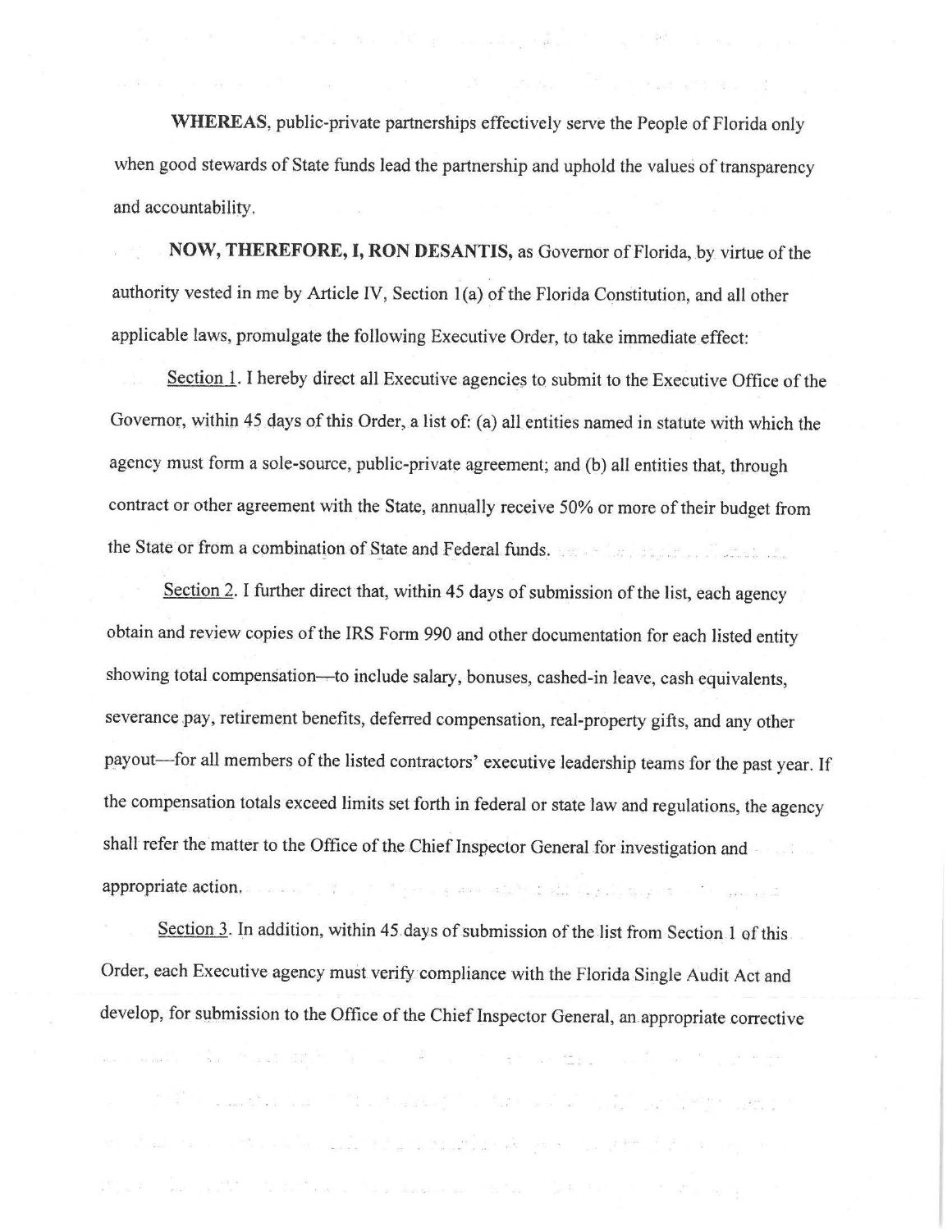**WHEREAS**, public-private partnerships effectively serve the People of Florida only when good stewards of State funds lead the partnership and uphold the values of transparency and accountability.

**NOW, THEREFORE, I, RON DESANTIS,** as Governor of Florida, by virtue of the authority vested in me by Article IV, Section 1(a) of the Florida Constitution, and all other applicable laws, promulgate the following Executive Order, to take immediate effect:

<u>Section 1</u>. I hereby direct all Executive agencies to submit to the Executive Office of the Governor, within 45 days of this Order, a list of: (a) all entities named in statute with which the agency must form a sole-source, public-private agreement; and (b) all entities that, through contract or other agreement with the State, annually receive 50% or more of their budget from the State or from a combination of State and Federal funds.

<u>Section 2</u>. I further direct that, within 45 days of submission of the list, each agency obtain and review copies of the IRS Form 990 and other documentation for each listed entity showing total compensation—to include salary, bonuses, cashed-in leave, cash equivalents, severance pay, retirement benefits, deferred compensation, real-property gifts, and any other payout—for all members of the listed contractors' executive leadership teams for the past year. If the compensation totals exceed limits set forth in federal or state law and regulations, the agency shall refer the matter to the Office of the Chief Inspector General for investigation and appropriate action.

<u>Section 3</u>. In addition, within 45 days of submission of the list from Section 1 of this Order, each Executive agency must verify compliance with the Florida Single Audit Act and develop, for submission to the Office of the Chief Inspector General, an appropriate corrective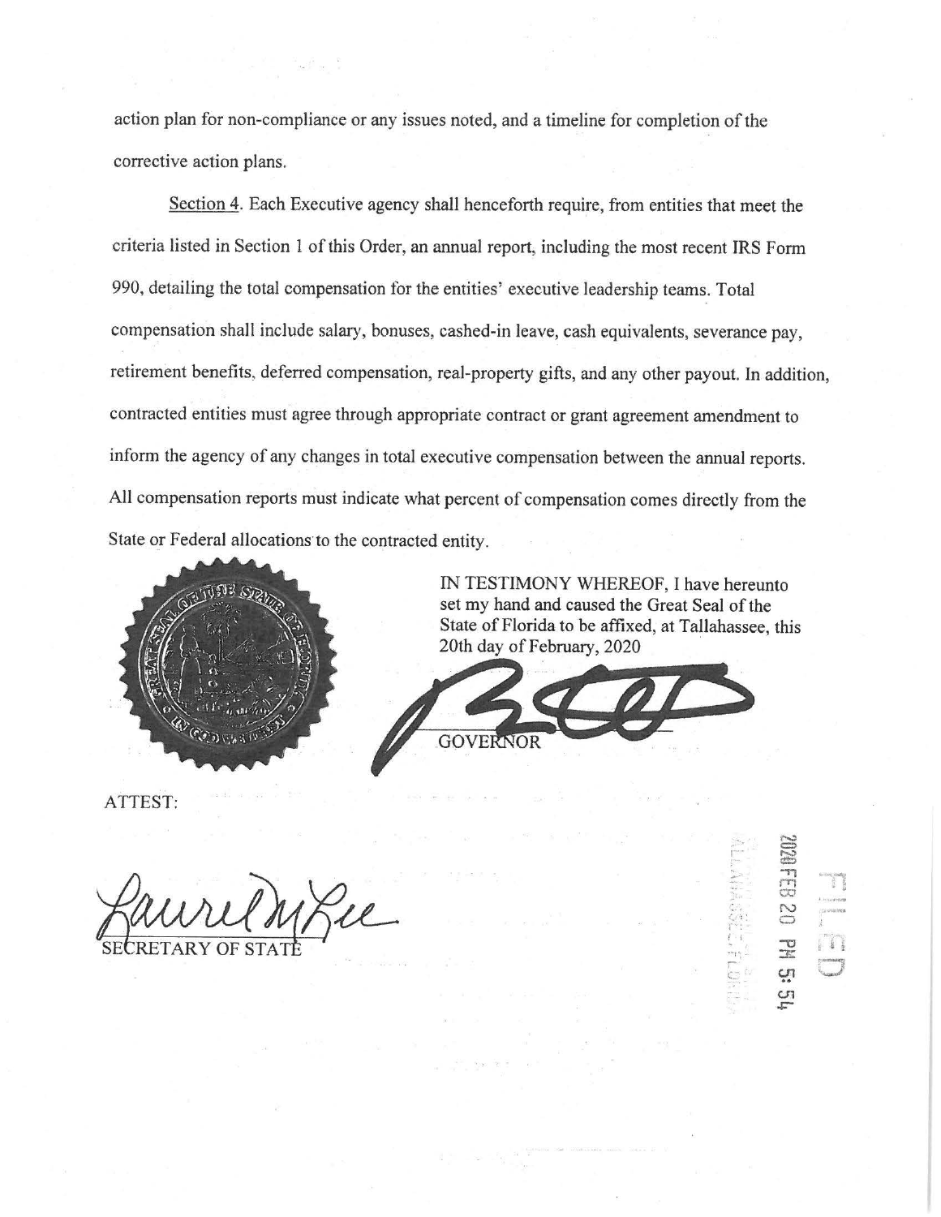action plan for non-compliance or any issues noted, and a timeline for completion of the corrective action plans.

Section 4. Each Executive agency shall henceforth require, from entities that meet the criteria listed in Section 1 of this Order, an annual report, including the most recent IRS Form 990, detailing the total compensation for the entities' executive leadership teams. Total compensation shall include salary, bonuses, cashed-in leave, cash equivalents, severance pay, retirement benefits, deferred compensation, real-property gifts, and any other payout. In addition, contracted entities must agree through appropriate contract or grant agreement amendment to inform the agency of any changes in total executive compensation between the annual reports. All compensation reports must indicate what percent of compensation comes directly from the State or Federal allocations to the contracted entity.

IN TESTIMONY WHEREOF, I have hereunto set my hand and caused the Great Seal of the State of Florida to be affixed, at Tallahassee, this 20th day of February, 2020

GOVERNOR

ATTEST:

SECRETARY OF STATE

FILED

2020 FEB 20 PM 5: 54